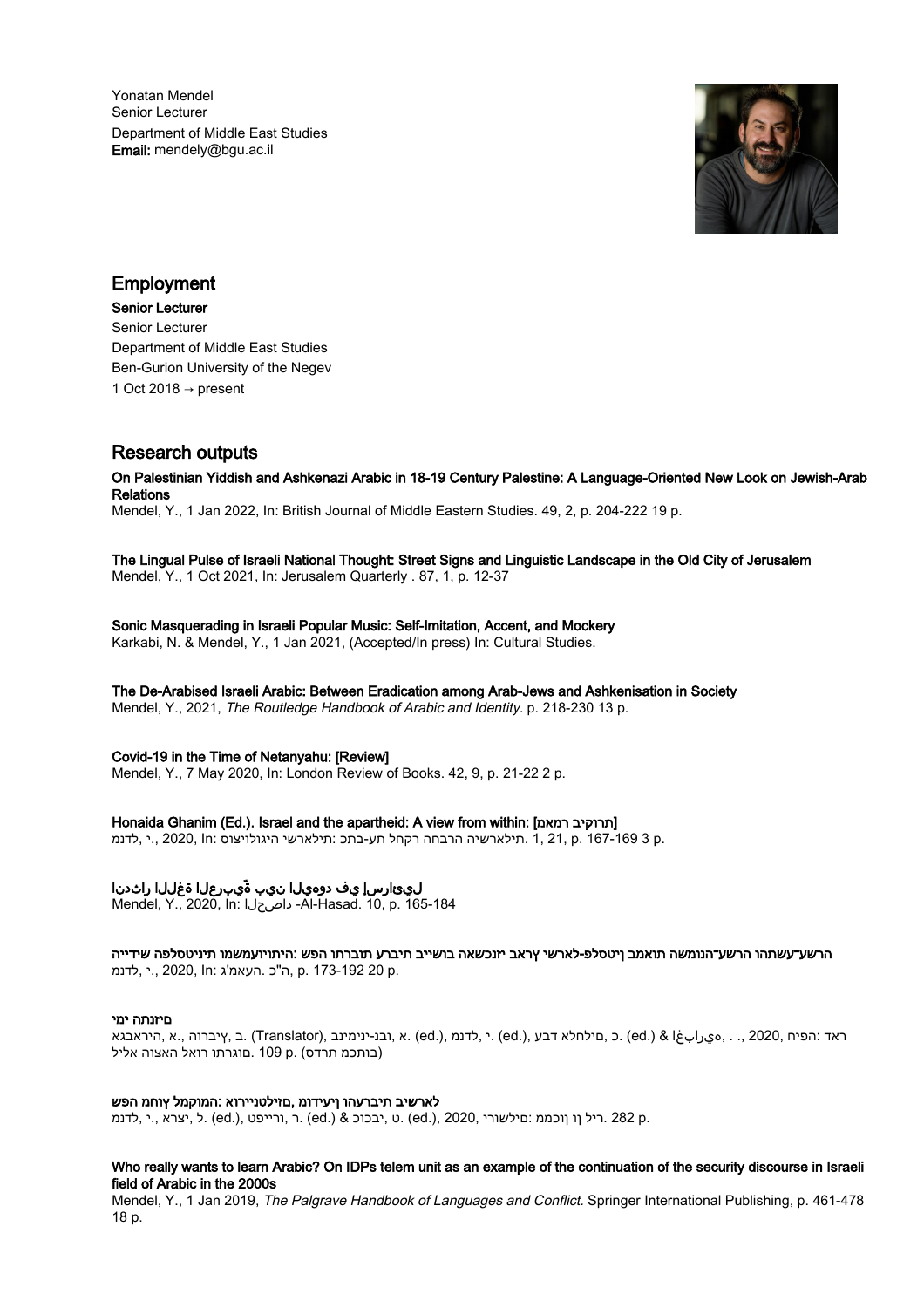Yonatan Mendel
Senior Lecturer
Department of Middle East Studies
Email: mendely@bgu.ac.il

## Employment

**Senior Lecturer**
Senior Lecturer
Department of Middle East Studies
Ben-Gurion University of the Negev
1 Oct 2018 → present

## Research outputs

**On Palestinian Yiddish and Ashkenazi Arabic in 18-19 Century Palestine: A Language-Oriented New Look on Jewish-Arab Relations**
Mendel, Y., 1 Jan 2022, In: British Journal of Middle Eastern Studies. 49, 2, p. 204-222 19 p.

**The Lingual Pulse of Israeli National Thought: Street Signs and Linguistic Landscape in the Old City of Jerusalem**
Mendel, Y., 1 Oct 2021, In: Jerusalem Quarterly . 87, 1, p. 12-37

**Sonic Masquerading in Israeli Popular Music: Self-Imitation, Accent, and Mockery**
Karkabi, N. & Mendel, Y., 1 Jan 2021, (Accepted/In press) In: Cultural Studies.

**The De-Arabised Israeli Arabic: Between Eradication among Arab-Jews and Ashkenisation in Society**
Mendel, Y., 2021, *The Routledge Handbook of Arabic and Identity.* p. 218-230 13 p.

**Covid-19 in the Time of Netanyahu: [Review]**
Mendel, Y., 7 May 2020, In: London Review of Books. 42, 9, p. 21-22 2 p.

**Honaida Ghanim (Ed.). Israel and the apartheid: A view from within: [מאמר ביקורת]**
מנדל, י., 2020, In: סוציולוגיה ישראלית: כתב-עת לחקר החברה הישראלית. 1, 21, p. 167-169 3 p.

**إسرائيلي في دوامة بين العربيّة اللغة الدارج**
Mendel, Y., 2020, In: الحصاد -Al-Hasad. 10, p. 165-184

**שיח הפלסטיניות ומשמעויותיה: פשר הברותה ערבית בשיח האקדמיה יהודי ערבי בעבר הפלסטיני-ישראלי ומשמעות ההנושא-עשתרה העשרה**
מנדל, י., 2020, In: ג'מעה. כ"ה, p. 173-192 20 p.

**ימי התנועה**
אבו ראייה, א., הורביץ, ב. (Translator), בנימיני-גן, א. (ed.), מנדל, י. (ed.), עבד אלחלים, כ. (ed.) & غپارية, . ., 2020, הפיח דאר. מתורגם לאור האצוה אליל (בותכם תרדס) .p 109

**הפש המקמל ךוחמ: אוריינטליזם, מודעיות והערבית בישראל**
מנדל, י., ארצי, ל. (ed.), פטרייו, ר. (ed.) & בוכבי, ט. (ed.), 2020, ירושלים: מכון ון ליר. 282 p.

**Who really wants to learn Arabic? On IDPs telem unit as an example of the continuation of the security discourse in Israeli field of Arabic in the 2000s**
Mendel, Y., 1 Jan 2019, *The Palgrave Handbook of Languages and Conflict.* Springer International Publishing, p. 461-478 18 p.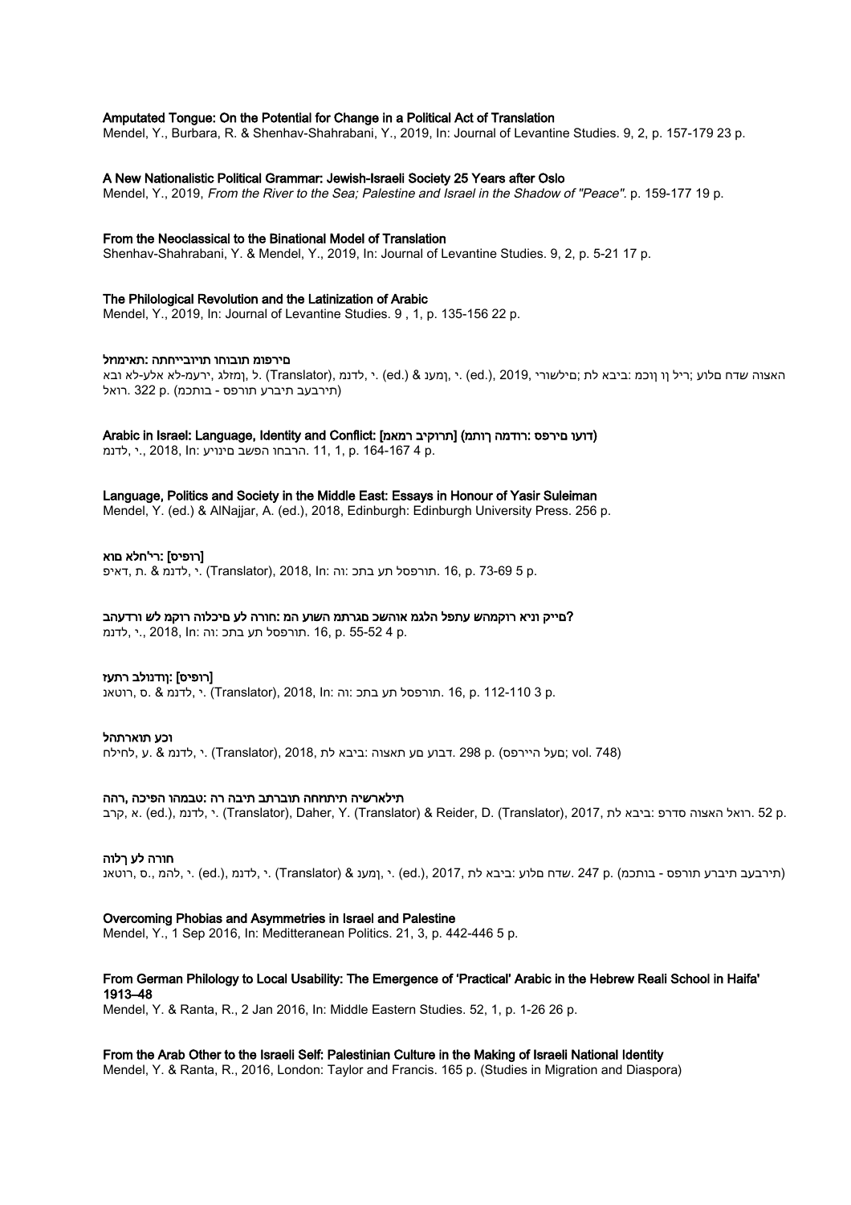**Amputated Tongue: On the Potential for Change in a Political Act of Translation**
Mendel, Y., Burbara, R. & Shenhav-Shahrabani, Y., 2019, In: Journal of Levantine Studies. 9, 2, p. 157-179 23 p.

**A New Nationalistic Political Grammar: Jewish-Israeli Society 25 Years after Oslo**
Mendel, Y., 2019, *From the River to the Sea; Palestine and Israel in the Shadow of "Peace"*. p. 159-177 19 p.

**From the Neoclassical to the Binational Model of Translation**
Shenhav-Shahrabani, Y. & Mendel, Y., 2019, In: Journal of Levantine Studies. 9, 2, p. 5-21 17 p.

**The Philological Revolution and the Latinization of Arabic**
Mendel, Y., 2019, In: Journal of Levantine Studies. 9 , 1, p. 135-156 22 p.

**םירפומ תובוחו תויובייחתה :תאימחל**
אבו אל-עלא ירעמ-לא, גלזמן, ל. (Translator), לדנמ, י. (ed.) & ןמענ, י. (ed.), 2019, ירושלים; לת ביבא: כמוןו ןו ריל; עולם חדש האצוה
רואל. 322 p. (תירבעב תירבע תורפס - בותכמ)

**Arabic in Israel: Language, Identity and Conflict: [תרוקיב רמאמ] (ךותמה רודמה: םירפס עודו)**
לדנמ, י., 2018, In: הרבחו הפשב םינויע. 11, 1, p. 164-167 4 p.

**Language, Politics and Society in the Middle East: Essays in Honour of Yasir Suleiman**
Mendel, Y. (ed.) & AlNajjar, A. (ed.), 2018, Edinburgh: Edinburgh University Press. 256 p.

**[רופיס]: רי'חלא םוא**
דאיפ, ת. & לדנמ, י. (Translator), 2018, In: הו: בתכ תע לספרות. 16, p. 73-69 5 p.

**?ויג ווכנייא רוקמהש עתפל הלגמ אוהשכ םגרתמ השוע המ :חורה לע םיכלוה רוקמ לש ורדעהב**
לדנמ, י., 2018, In: הו: בתכ תע לספרות. 16, p. 55-52 4 p.

**[רופיס]: ןודנולב רתעיז**
רוטאנ, ס. & לדנמ, י. (Translator), 2018, In: הו: בתכ תע לספרות. 16, p. 112-110 3 p.

**וכע תוארתהל**
לחילח, ע. & לדנמ, י. (Translator), 2018, לת ביבא: האצות םע דבוע. 298 p. (ספריית העל; vol. 748)

**רהה ,הפיכה ומהבט: רה היבת תוברתב תוחחתיית שיהלארית**
קרב, א. (ed.), לדנמ, י. (Translator), Daher, Y. (Translator) & Reider, D. (Translator), 2017, לת ביבא: פרדס האצוה לאור. 52 p.

**חורה לע ךלוה**
רוטאנ, ס., מהל, י. (ed.), לדנמ, י. (Translator) & ןמענ, י. (ed.), 2017, לת ביבא: עולם חדש. 247 p. (תירבעב תירבע תורפס - בותכמ)

**Overcoming Phobias and Asymmetries in Israel and Palestine**
Mendel, Y., 1 Sep 2016, In: Medditerranean Politics. 21, 3, p. 442-446 5 p.

**From German Philology to Local Usability: The Emergence of 'Practical' Arabic in the Hebrew Reali School in Haifa' 1913–48**
Mendel, Y. & Ranta, R., 2 Jan 2016, In: Middle Eastern Studies. 52, 1, p. 1-26 26 p.

**From the Arab Other to the Israeli Self: Palestinian Culture in the Making of Israeli National Identity**
Mendel, Y. & Ranta, R., 2016, London: Taylor and Francis. 165 p. (Studies in Migration and Diaspora)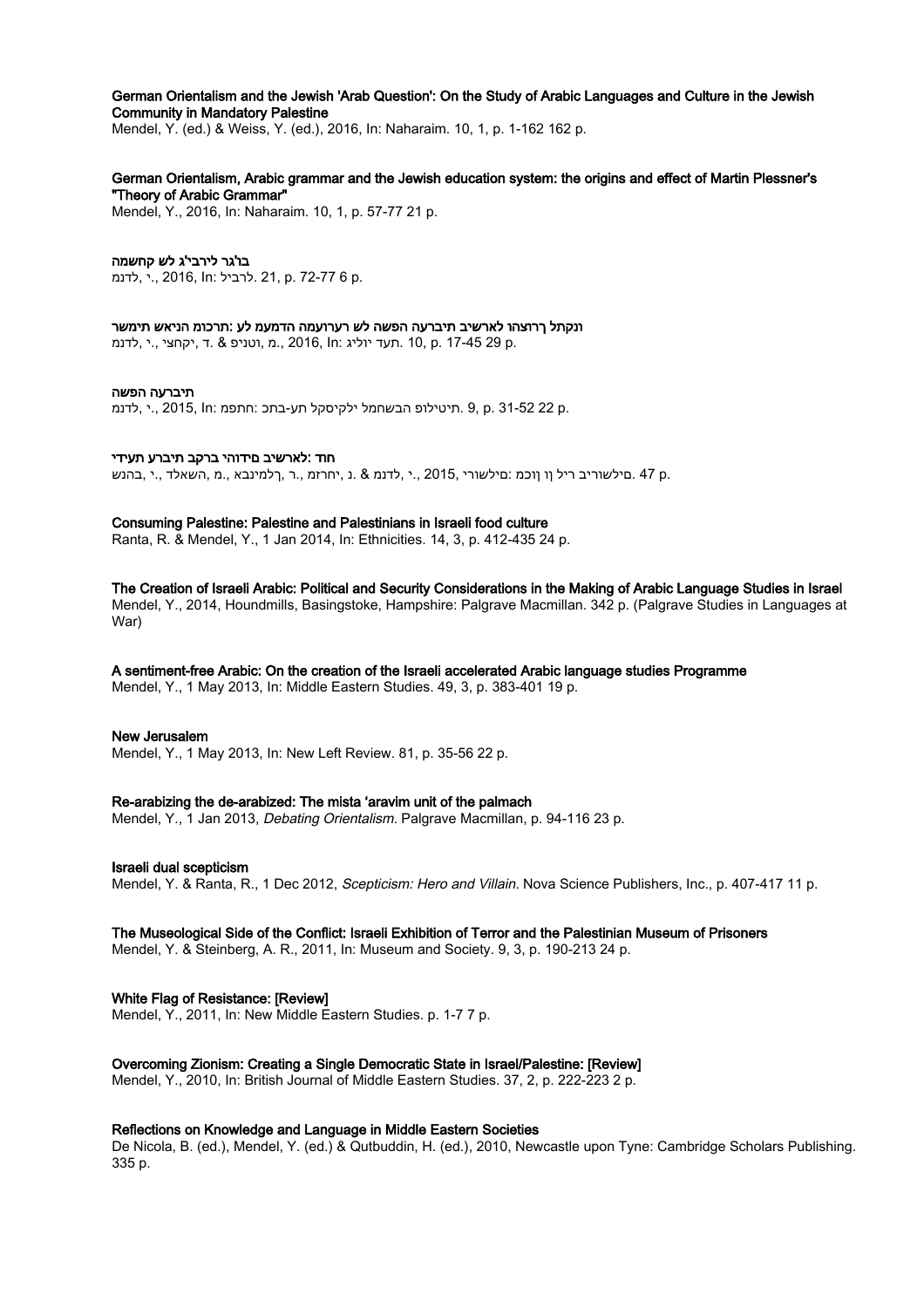**German Orientalism and the Jewish 'Arab Question': On the Study of Arabic Languages and Culture in the Jewish Community in Mandatory Palestine**
Mendel, Y. (ed.) & Weiss, Y. (ed.), 2016, In: Naharaim. 10, 1, p. 1-162 162 p.

**German Orientalism, Arabic grammar and the Jewish education system: the origins and effect of Martin Plessner's "Theory of Arabic Grammar"**
Mendel, Y., 2016, In: Naharaim. 10, 1, p. 57-77 21 p.

**בו'גר לירבי'ג לש קחשמה**
לדנמ, י., 2016, In: לרביל. 21, p. 72-77 6 p.

**ונקתל ךרוצהו לארשיב תיברעה הפשה לש רערועמה הדמעמ לע :תרכומ הניאש תימשר**
לדנמ, י., יקחצי, ד. & וטניפ, מ., 2016, In: תעד יוליג. 10, p. 17-45 29 p.

**תיברעה הפשה**
לדנמ, י., 2015, In: חתפמ: תע-בתכ ילקיסקל הבשחמל תיטילופ. 9, p. 31-52 22 p.

**חוד :לארשיב םידוהי ברקב תיברע תעידי**
בהנש, י., השאלד, מ., רלמינבא, ר., יחרזמ, נ. & לדנמ, י., 2015, םילשורי: ריל ןו ןוכמ םילשוריב. 47 p.

**Consuming Palestine: Palestine and Palestinians in Israeli food culture**
Ranta, R. & Mendel, Y., 1 Jan 2014, In: Ethnicities. 14, 3, p. 412-435 24 p.

**The Creation of Israeli Arabic: Political and Security Considerations in the Making of Arabic Language Studies in Israel**
Mendel, Y., 2014, Houndmills, Basingstoke, Hampshire: Palgrave Macmillan. 342 p. (Palgrave Studies in Languages at War)

**A sentiment-free Arabic: On the creation of the Israeli accelerated Arabic language studies Programme**
Mendel, Y., 1 May 2013, In: Middle Eastern Studies. 49, 3, p. 383-401 19 p.

**New Jerusalem**
Mendel, Y., 1 May 2013, In: New Left Review. 81, p. 35-56 22 p.

**Re-arabizing the de-arabized: The mista 'aravim unit of the palmach**
Mendel, Y., 1 Jan 2013, *Debating Orientalism.* Palgrave Macmillan, p. 94-116 23 p.

**Israeli dual scepticism**
Mendel, Y. & Ranta, R., 1 Dec 2012, *Scepticism: Hero and Villain.* Nova Science Publishers, Inc., p. 407-417 11 p.

**The Museological Side of the Conflict: Israeli Exhibition of Terror and the Palestinian Museum of Prisoners**
Mendel, Y. & Steinberg, A. R., 2011, In: Museum and Society. 9, 3, p. 190-213 24 p.

**White Flag of Resistance: [Review]**
Mendel, Y., 2011, In: New Middle Eastern Studies. p. 1-7 7 p.

**Overcoming Zionism: Creating a Single Democratic State in Israel/Palestine: [Review]**
Mendel, Y., 2010, In: British Journal of Middle Eastern Studies. 37, 2, p. 222-223 2 p.

**Reflections on Knowledge and Language in Middle Eastern Societies**
De Nicola, B. (ed.), Mendel, Y. (ed.) & Qutbuddin, H. (ed.), 2010, Newcastle upon Tyne: Cambridge Scholars Publishing. 335 p.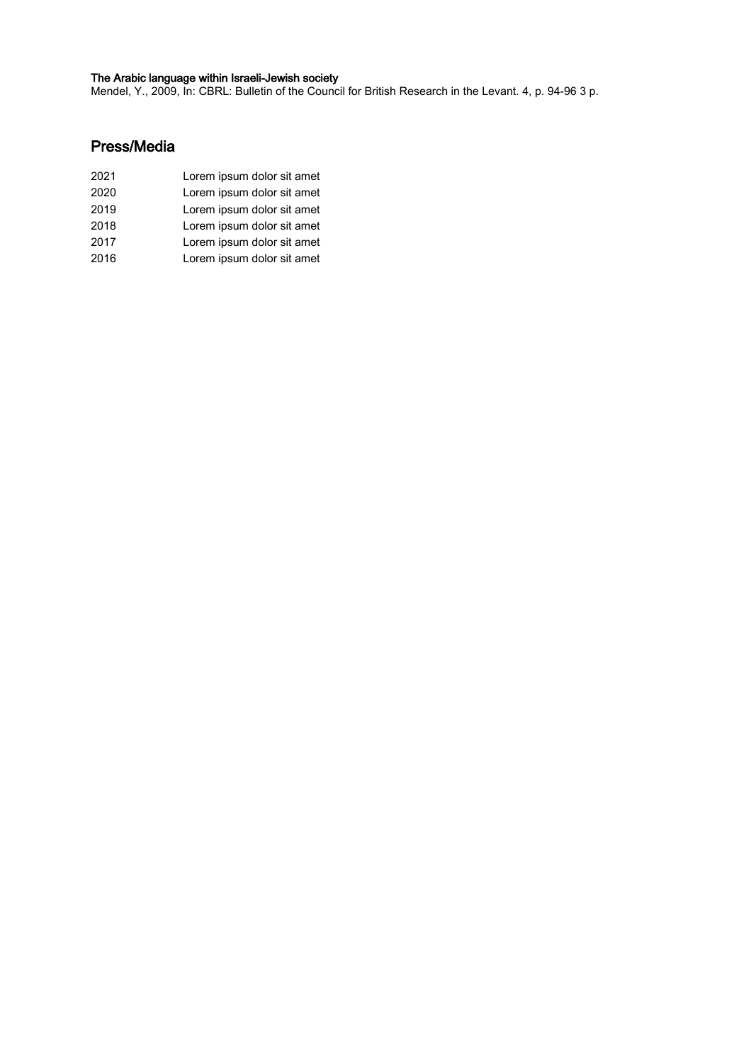**The Arabic language within Israeli-Jewish society**
Mendel, Y., 2009, In: CBRL: Bulletin of the Council for British Research in the Levant. 4, p. 94-96 3 p.

## Press/Media

| | |
|---|---|
| 2021 | Lorem ipsum dolor sit amet |
| 2020 | Lorem ipsum dolor sit amet |
| 2019 | Lorem ipsum dolor sit amet |
| 2018 | Lorem ipsum dolor sit amet |
| 2017 | Lorem ipsum dolor sit amet |
| 2016 | Lorem ipsum dolor sit amet |